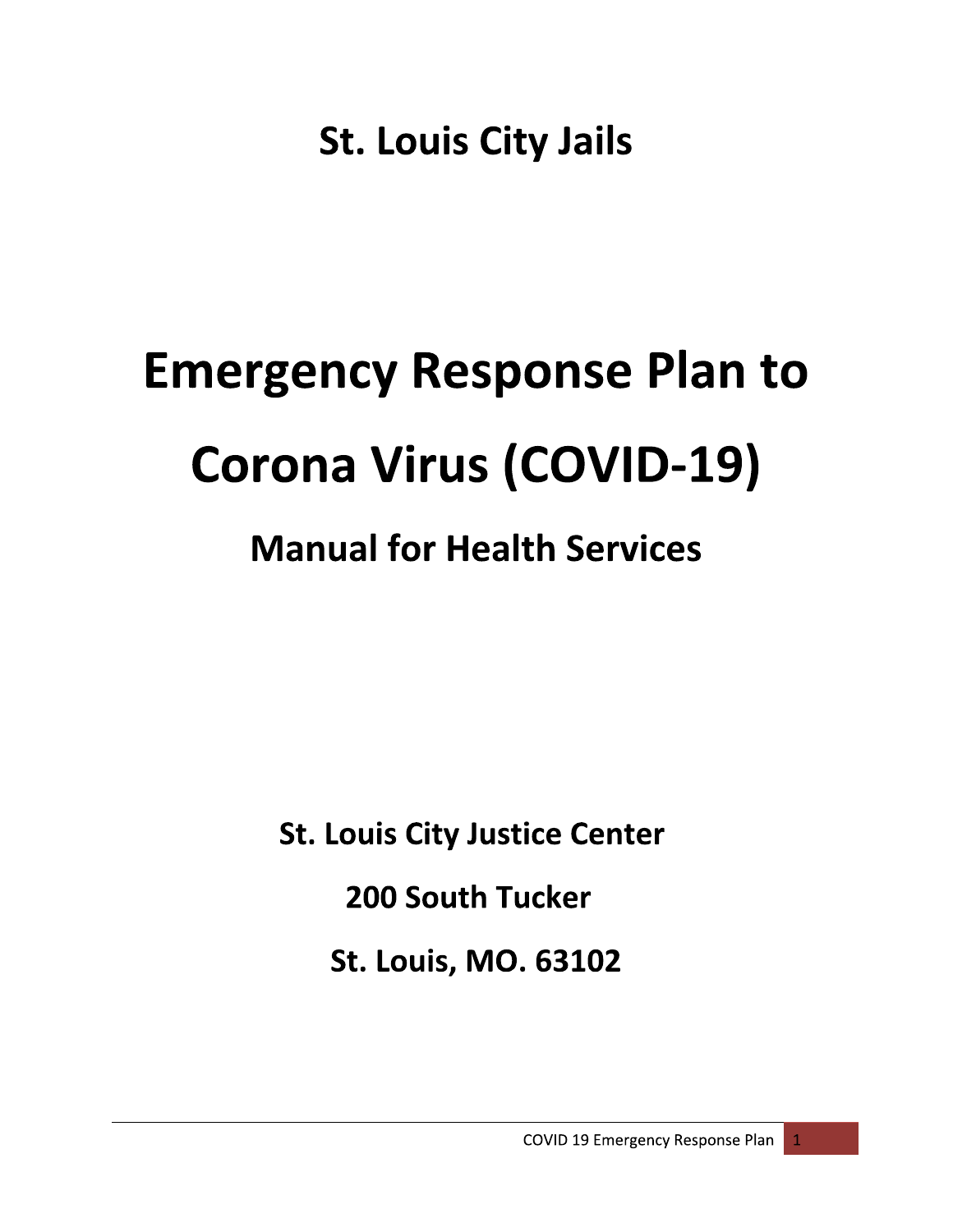## St. Louis City Jails

# Emergency Response Plan to Corona Virus (COVID-19)

## Manual for Health Services

**St. Louis City Justice Center**

**200 South Tucker**

**St. Louis, MO. 63102**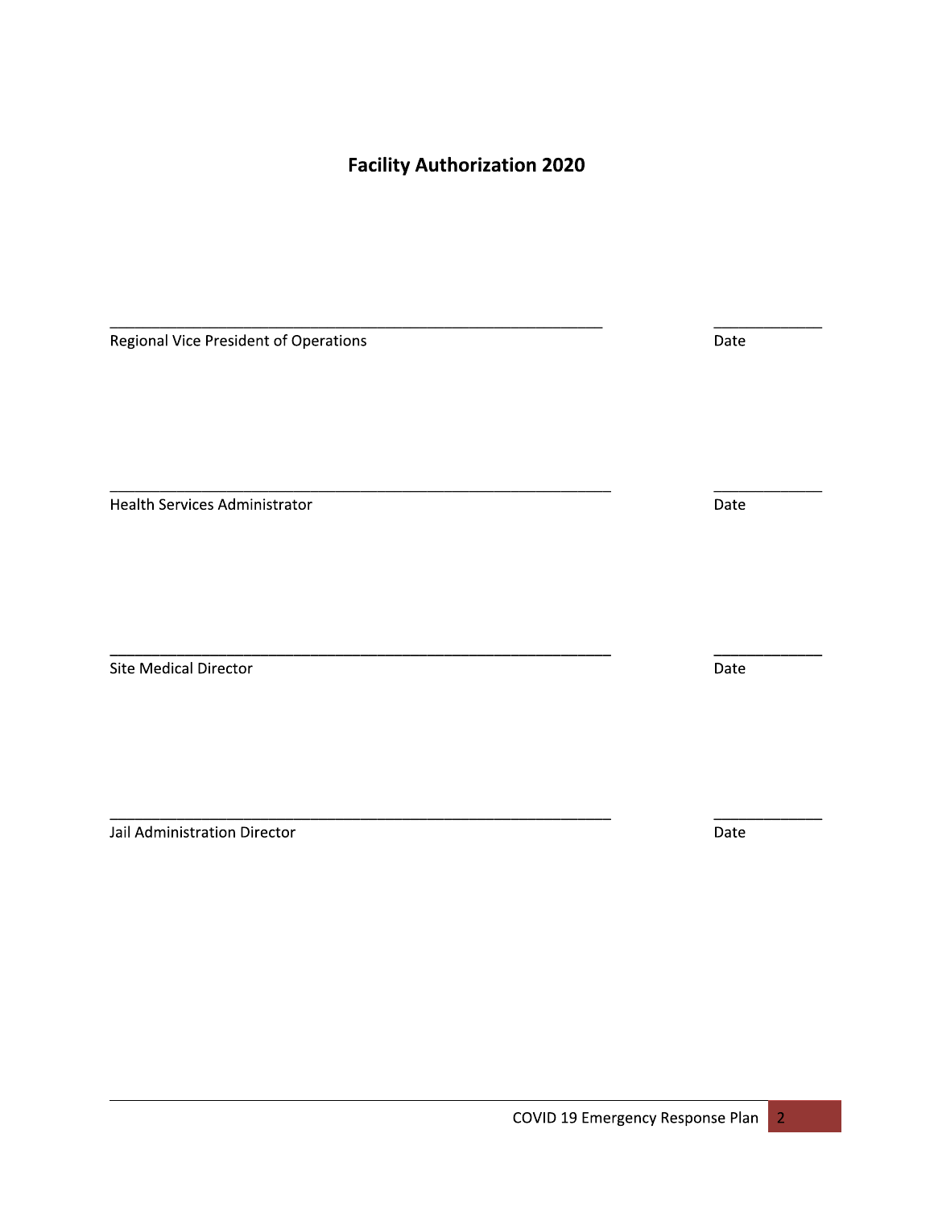## Facility Authorization 2020

\_\_\_\_\_\_\_\_\_\_\_\_\_\_\_\_\_\_\_\_\_\_\_\_\_\_\_\_\_\_\_\_\_\_\_\_\_\_\_\_\_\_\_\_\_\_\_\_\_\_\_\_\_\_ \_\_\_\_\_\_\_\_\_\_\_\_\_

Regional Vice President of Operations Date

\_\_\_\_\_\_\_\_\_\_\_\_\_\_\_\_\_\_\_\_\_\_\_\_\_\_\_\_\_\_\_\_\_\_\_\_\_\_\_\_\_\_\_\_\_\_\_\_\_\_\_\_\_\_ \_\_\_\_\_\_\_\_\_\_\_\_\_

Health Services Administrator Date

\_\_\_\_\_\_\_\_\_\_\_\_\_\_\_\_\_\_\_\_\_\_\_\_\_\_\_\_\_\_\_\_\_\_\_\_\_\_\_\_\_\_\_\_\_\_\_\_\_\_\_\_\_\_ \_\_\_\_\_\_\_\_\_\_\_\_\_

Site Medical Director Date

\_\_\_\_\_\_\_\_\_\_\_\_\_\_\_\_\_\_\_\_\_\_\_\_\_\_\_\_\_\_\_\_\_\_\_\_\_\_\_\_\_\_\_\_\_\_\_\_\_\_\_\_\_\_ \_\_\_\_\_\_\_\_\_\_\_\_\_

Jail Administration Director Date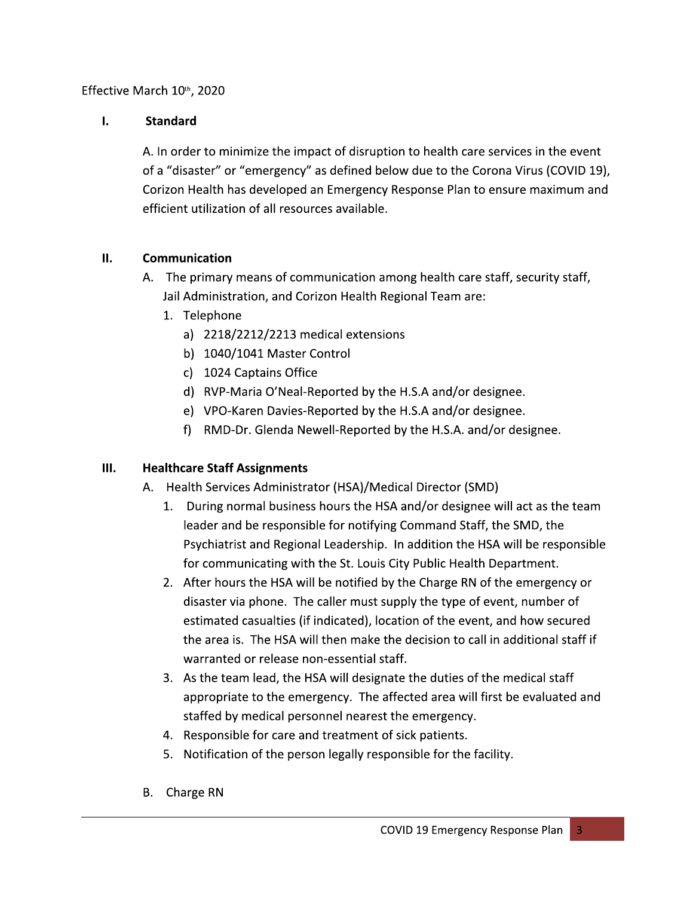Effective March 10th, 2020

## I. Standard

A. In order to minimize the impact of disruption to health care services in the event of a "disaster" or "emergency" as defined below due to the Corona Virus (COVID 19), Corizon Health has developed an Emergency Response Plan to ensure maximum and efficient utilization of all resources available.

## II. Communication

A. The primary means of communication among health care staff, security staff, Jail Administration, and Corizon Health Regional Team are:

1. Telephone
   a) 2218/2212/2213 medical extensions
   b) 1040/1041 Master Control
   c) 1024 Captains Office
   d) RVP-Maria O'Neal-Reported by the H.S.A and/or designee.
   e) VPO-Karen Davies-Reported by the H.S.A and/or designee.
   f) RMD-Dr. Glenda Newell-Reported by the H.S.A. and/or designee.

## III. Healthcare Staff Assignments

A. Health Services Administrator (HSA)/Medical Director (SMD)

1. During normal business hours the HSA and/or designee will act as the team leader and be responsible for notifying Command Staff, the SMD, the Psychiatrist and Regional Leadership. In addition the HSA will be responsible for communicating with the St. Louis City Public Health Department.
2. After hours the HSA will be notified by the Charge RN of the emergency or disaster via phone. The caller must supply the type of event, number of estimated casualties (if indicated), location of the event, and how secured the area is. The HSA will then make the decision to call in additional staff if warranted or release non-essential staff.
3. As the team lead, the HSA will designate the duties of the medical staff appropriate to the emergency. The affected area will first be evaluated and staffed by medical personnel nearest the emergency.
4. Responsible for care and treatment of sick patients.
5. Notification of the person legally responsible for the facility.

B. Charge RN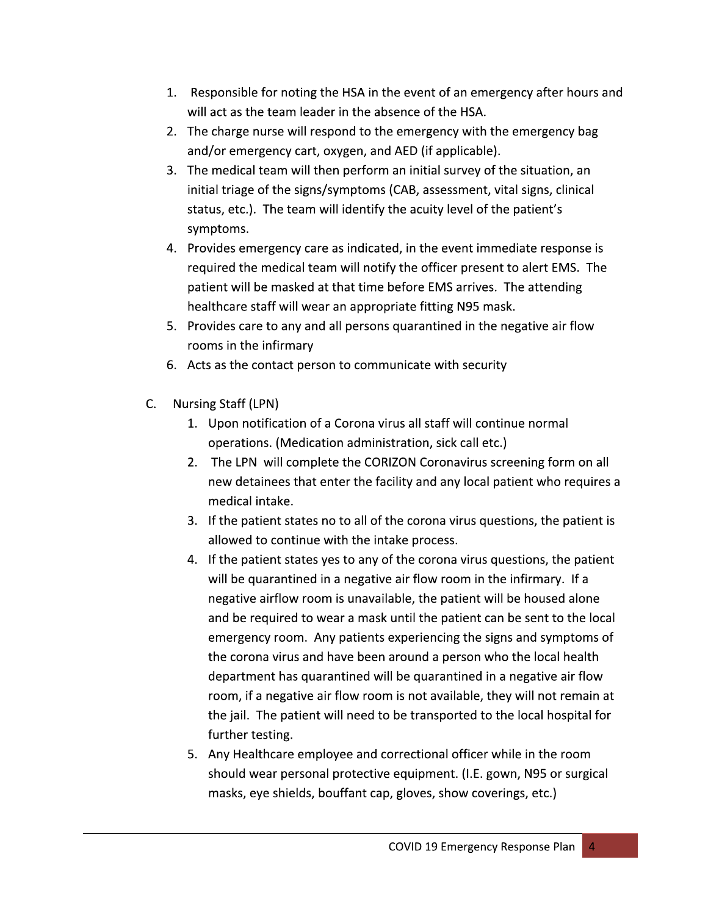1. Responsible for noting the HSA in the event of an emergency after hours and will act as the team leader in the absence of the HSA.
2. The charge nurse will respond to the emergency with the emergency bag and/or emergency cart, oxygen, and AED (if applicable).
3. The medical team will then perform an initial survey of the situation, an initial triage of the signs/symptoms (CAB, assessment, vital signs, clinical status, etc.). The team will identify the acuity level of the patient's symptoms.
4. Provides emergency care as indicated, in the event immediate response is required the medical team will notify the officer present to alert EMS. The patient will be masked at that time before EMS arrives. The attending healthcare staff will wear an appropriate fitting N95 mask.
5. Provides care to any and all persons quarantined in the negative air flow rooms in the infirmary
6. Acts as the contact person to communicate with security

C. Nursing Staff (LPN)

1. Upon notification of a Corona virus all staff will continue normal operations. (Medication administration, sick call etc.)
2. The LPN will complete the CORIZON Coronavirus screening form on all new detainees that enter the facility and any local patient who requires a medical intake.
3. If the patient states no to all of the corona virus questions, the patient is allowed to continue with the intake process.
4. If the patient states yes to any of the corona virus questions, the patient will be quarantined in a negative air flow room in the infirmary. If a negative airflow room is unavailable, the patient will be housed alone and be required to wear a mask until the patient can be sent to the local emergency room. Any patients experiencing the signs and symptoms of the corona virus and have been around a person who the local health department has quarantined will be quarantined in a negative air flow room, if a negative air flow room is not available, they will not remain at the jail. The patient will need to be transported to the local hospital for further testing.
5. Any Healthcare employee and correctional officer while in the room should wear personal protective equipment. (I.E. gown, N95 or surgical masks, eye shields, bouffant cap, gloves, show coverings, etc.)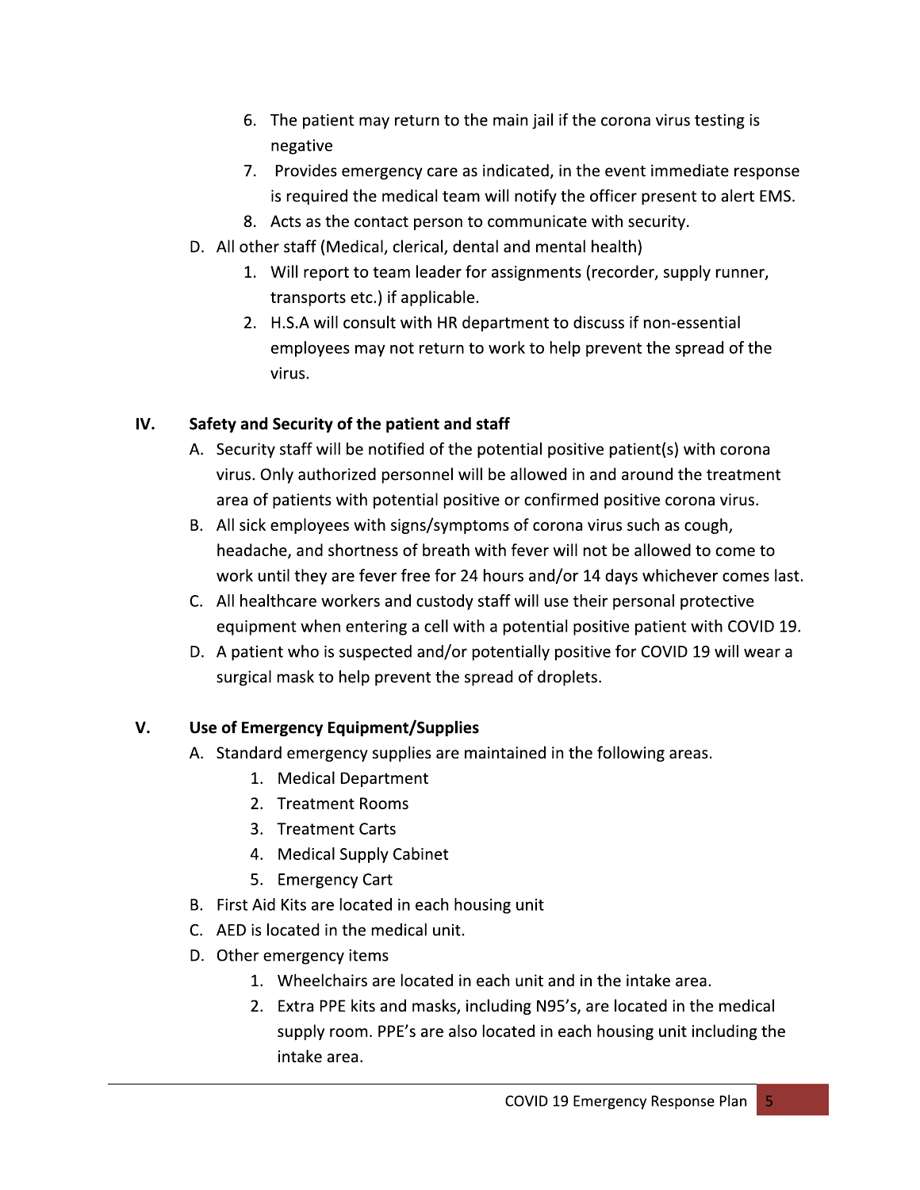6. The patient may return to the main jail if the corona virus testing is negative
7. Provides emergency care as indicated, in the event immediate response is required the medical team will notify the officer present to alert EMS.
8. Acts as the contact person to communicate with security.

D. All other staff (Medical, clerical, dental and mental health)

1. Will report to team leader for assignments (recorder, supply runner, transports etc.) if applicable.
2. H.S.A will consult with HR department to discuss if non-essential employees may not return to work to help prevent the spread of the virus.

## IV. Safety and Security of the patient and staff

A. Security staff will be notified of the potential positive patient(s) with corona virus. Only authorized personnel will be allowed in and around the treatment area of patients with potential positive or confirmed positive corona virus.

B. All sick employees with signs/symptoms of corona virus such as cough, headache, and shortness of breath with fever will not be allowed to come to work until they are fever free for 24 hours and/or 14 days whichever comes last.

C. All healthcare workers and custody staff will use their personal protective equipment when entering a cell with a potential positive patient with COVID 19.

D. A patient who is suspected and/or potentially positive for COVID 19 will wear a surgical mask to help prevent the spread of droplets.

## V. Use of Emergency Equipment/Supplies

A. Standard emergency supplies are maintained in the following areas.

1. Medical Department
2. Treatment Rooms
3. Treatment Carts
4. Medical Supply Cabinet
5. Emergency Cart

B. First Aid Kits are located in each housing unit

C. AED is located in the medical unit.

D. Other emergency items

1. Wheelchairs are located in each unit and in the intake area.
2. Extra PPE kits and masks, including N95's, are located in the medical supply room. PPE's are also located in each housing unit including the intake area.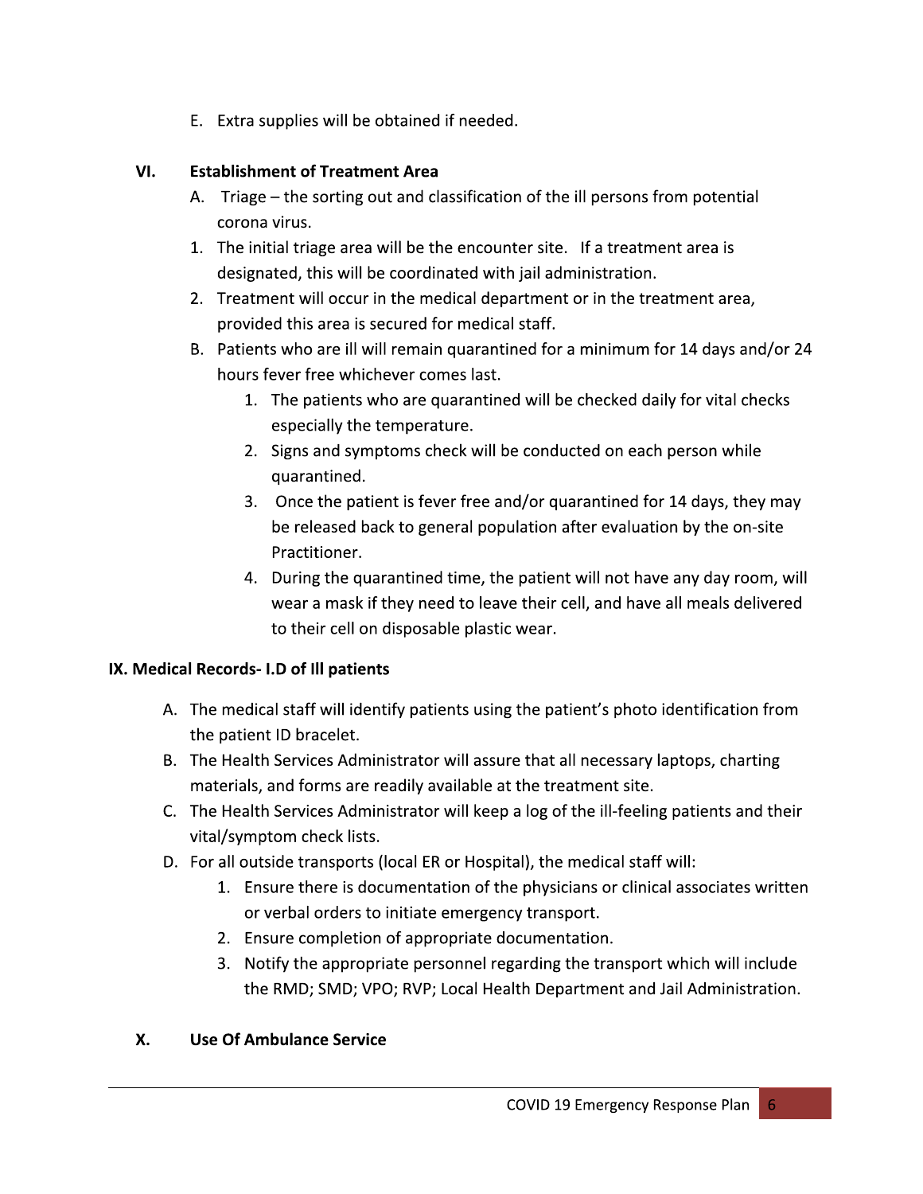E. Extra supplies will be obtained if needed.

## VI. Establishment of Treatment Area

A. Triage – the sorting out and classification of the ill persons from potential corona virus.

1. The initial triage area will be the encounter site. If a treatment area is designated, this will be coordinated with jail administration.
2. Treatment will occur in the medical department or in the treatment area, provided this area is secured for medical staff.

B. Patients who are ill will remain quarantined for a minimum for 14 days and/or 24 hours fever free whichever comes last.

1. The patients who are quarantined will be checked daily for vital checks especially the temperature.
2. Signs and symptoms check will be conducted on each person while quarantined.
3. Once the patient is fever free and/or quarantined for 14 days, they may be released back to general population after evaluation by the on-site Practitioner.
4. During the quarantined time, the patient will not have any day room, will wear a mask if they need to leave their cell, and have all meals delivered to their cell on disposable plastic wear.

## IX. Medical Records- I.D of Ill patients

A. The medical staff will identify patients using the patient's photo identification from the patient ID bracelet.

B. The Health Services Administrator will assure that all necessary laptops, charting materials, and forms are readily available at the treatment site.

C. The Health Services Administrator will keep a log of the ill-feeling patients and their vital/symptom check lists.

D. For all outside transports (local ER or Hospital), the medical staff will:

1. Ensure there is documentation of the physicians or clinical associates written or verbal orders to initiate emergency transport.
2. Ensure completion of appropriate documentation.
3. Notify the appropriate personnel regarding the transport which will include the RMD; SMD; VPO; RVP; Local Health Department and Jail Administration.

## X. Use Of Ambulance Service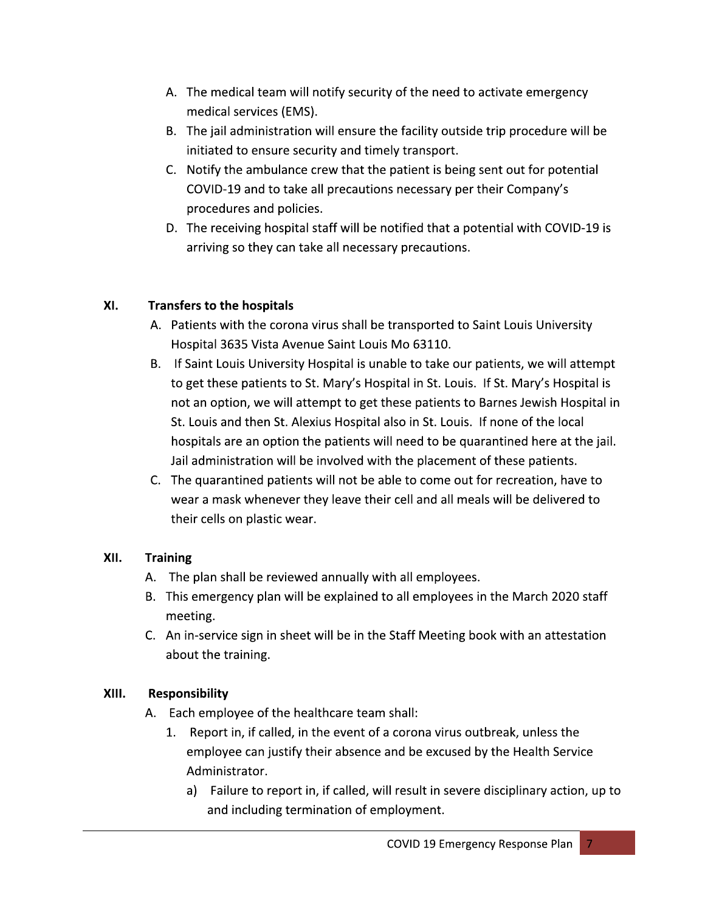A. The medical team will notify security of the need to activate emergency medical services (EMS).
B. The jail administration will ensure the facility outside trip procedure will be initiated to ensure security and timely transport.
C. Notify the ambulance crew that the patient is being sent out for potential COVID-19 and to take all precautions necessary per their Company's procedures and policies.
D. The receiving hospital staff will be notified that a potential with COVID-19 is arriving so they can take all necessary precautions.

## XI. Transfers to the hospitals

A. Patients with the corona virus shall be transported to Saint Louis University Hospital 3635 Vista Avenue Saint Louis Mo 63110.
B. If Saint Louis University Hospital is unable to take our patients, we will attempt to get these patients to St. Mary's Hospital in St. Louis. If St. Mary's Hospital is not an option, we will attempt to get these patients to Barnes Jewish Hospital in St. Louis and then St. Alexius Hospital also in St. Louis. If none of the local hospitals are an option the patients will need to be quarantined here at the jail. Jail administration will be involved with the placement of these patients.
C. The quarantined patients will not be able to come out for recreation, have to wear a mask whenever they leave their cell and all meals will be delivered to their cells on plastic wear.

## XII. Training

A. The plan shall be reviewed annually with all employees.
B. This emergency plan will be explained to all employees in the March 2020 staff meeting.
C. An in-service sign in sheet will be in the Staff Meeting book with an attestation about the training.

## XIII. Responsibility

A. Each employee of the healthcare team shall:
   1. Report in, if called, in the event of a corona virus outbreak, unless the employee can justify their absence and be excused by the Health Service Administrator.
      a) Failure to report in, if called, will result in severe disciplinary action, up to and including termination of employment.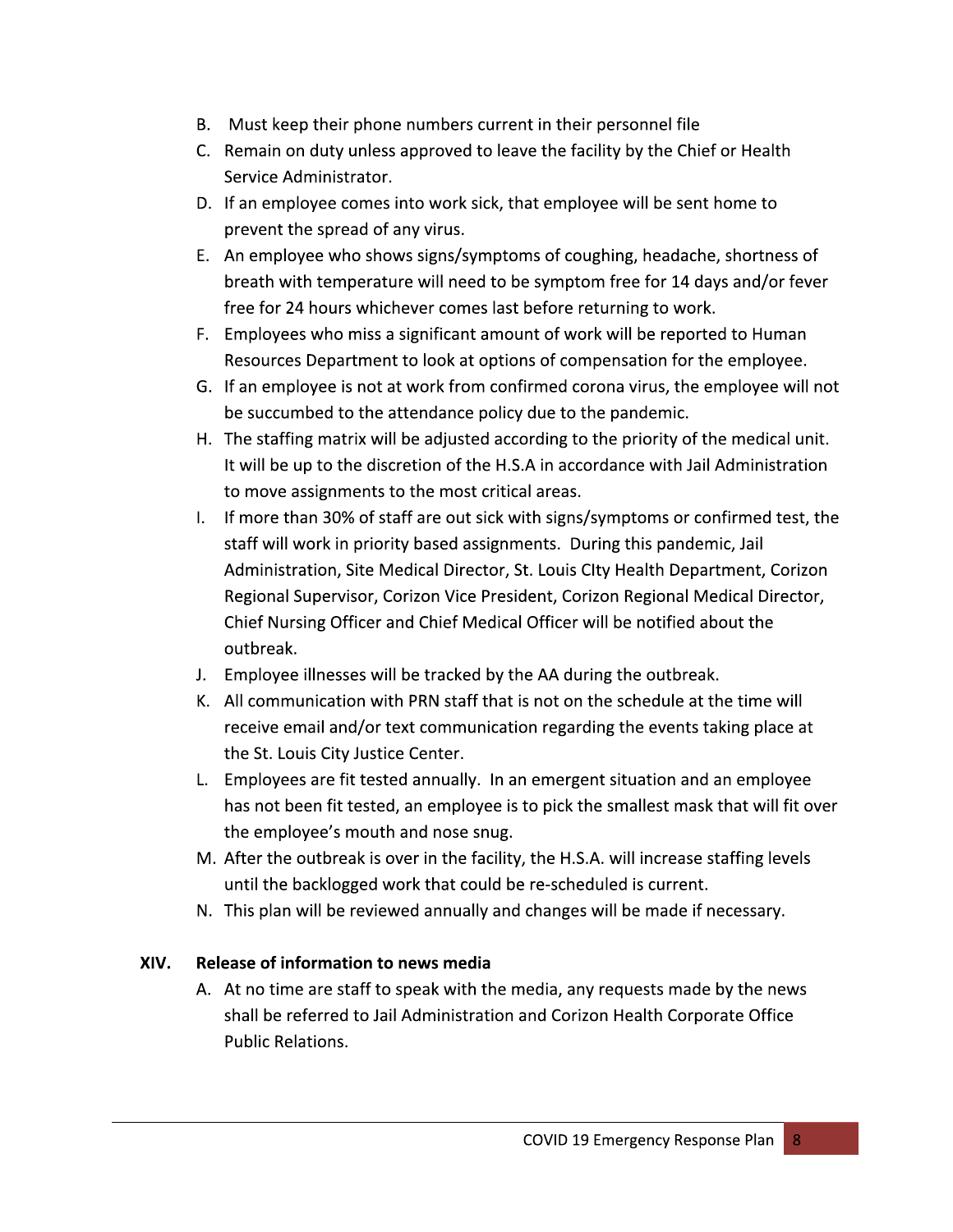B. Must keep their phone numbers current in their personnel file
C. Remain on duty unless approved to leave the facility by the Chief or Health Service Administrator.
D. If an employee comes into work sick, that employee will be sent home to prevent the spread of any virus.
E. An employee who shows signs/symptoms of coughing, headache, shortness of breath with temperature will need to be symptom free for 14 days and/or fever free for 24 hours whichever comes last before returning to work.
F. Employees who miss a significant amount of work will be reported to Human Resources Department to look at options of compensation for the employee.
G. If an employee is not at work from confirmed corona virus, the employee will not be succumbed to the attendance policy due to the pandemic.
H. The staffing matrix will be adjusted according to the priority of the medical unit. It will be up to the discretion of the H.S.A in accordance with Jail Administration to move assignments to the most critical areas.
I. If more than 30% of staff are out sick with signs/symptoms or confirmed test, the staff will work in priority based assignments. During this pandemic, Jail Administration, Site Medical Director, St. Louis CIty Health Department, Corizon Regional Supervisor, Corizon Vice President, Corizon Regional Medical Director, Chief Nursing Officer and Chief Medical Officer will be notified about the outbreak.
J. Employee illnesses will be tracked by the AA during the outbreak.
K. All communication with PRN staff that is not on the schedule at the time will receive email and/or text communication regarding the events taking place at the St. Louis City Justice Center.
L. Employees are fit tested annually. In an emergent situation and an employee has not been fit tested, an employee is to pick the smallest mask that will fit over the employee's mouth and nose snug.
M. After the outbreak is over in the facility, the H.S.A. will increase staffing levels until the backlogged work that could be re-scheduled is current.
N. This plan will be reviewed annually and changes will be made if necessary.

## XIV. Release of information to news media

A. At no time are staff to speak with the media, any requests made by the news shall be referred to Jail Administration and Corizon Health Corporate Office Public Relations.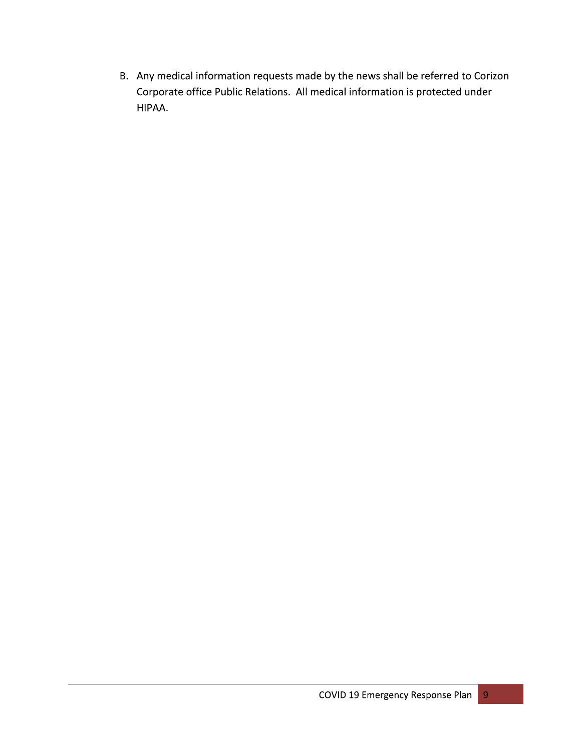B. Any medical information requests made by the news shall be referred to Corizon Corporate office Public Relations. All medical information is protected under HIPAA.